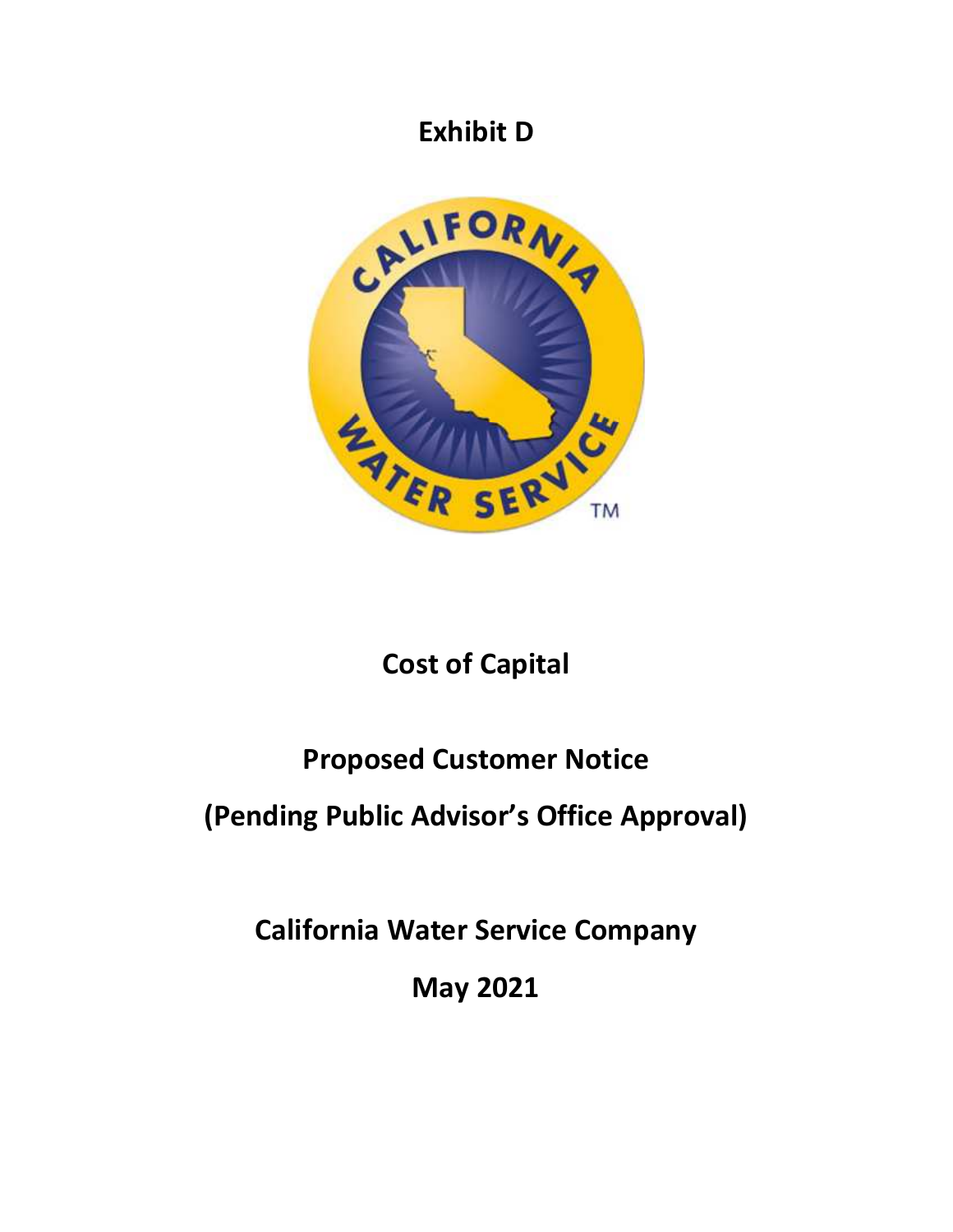# Exhibit D

# Cost of Capital

## Proposed Customer Notice

## (Pending Public Advisor's Office Approval)

## California Water Service Company

## May 2021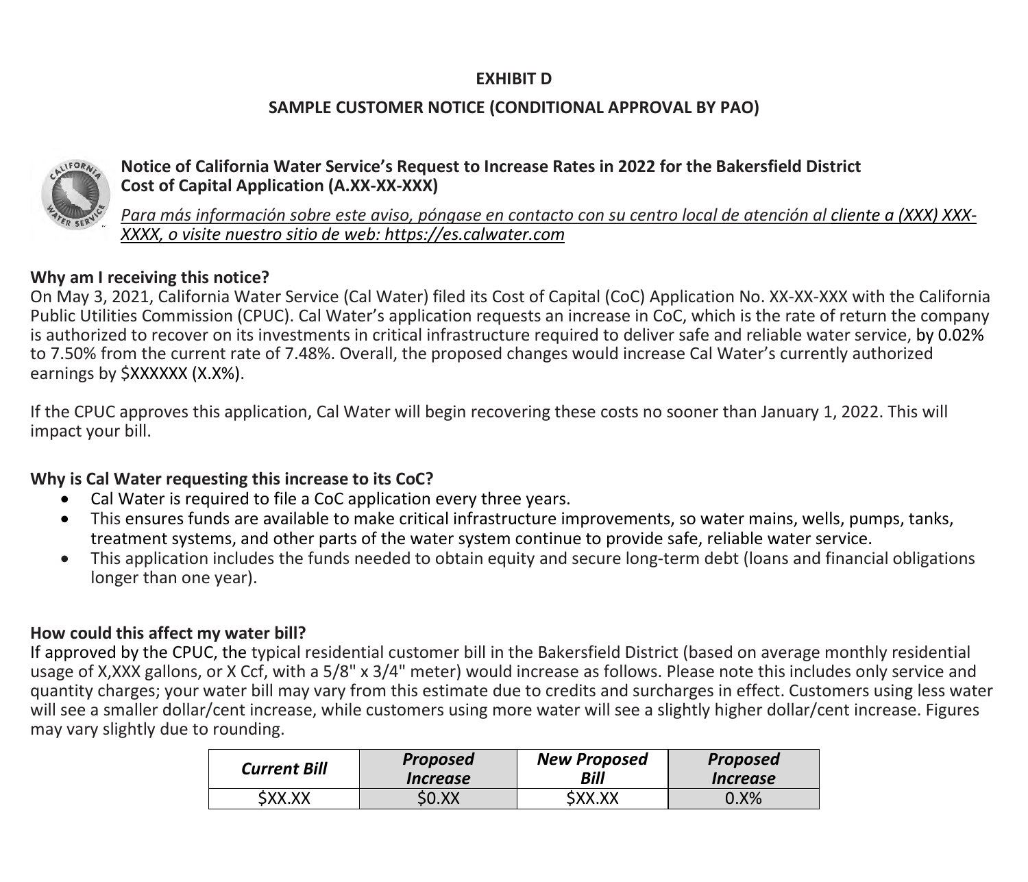**EXHIBIT D**

**SAMPLE CUSTOMER NOTICE (CONDITIONAL APPROVAL BY PAO)**

**Notice of California Water Service's Request to Increase Rates in 2022 for the Bakersfield District**
**Cost of Capital Application (A.XX-XX-XXX)**

*Para más información sobre este aviso, póngase en contacto con su centro local de atención al cliente a (XXX) XXX-XXXX, o visite nuestro sitio de web: https://es.calwater.com*

**Why am I receiving this notice?**
On May 3, 2021, California Water Service (Cal Water) filed its Cost of Capital (CoC) Application No. XX-XX-XXX with the California Public Utilities Commission (CPUC). Cal Water's application requests an increase in CoC, which is the rate of return the company is authorized to recover on its investments in critical infrastructure required to deliver safe and reliable water service, by 0.02% to 7.50% from the current rate of 7.48%. Overall, the proposed changes would increase Cal Water's currently authorized earnings by $XXXXXX (X.X%).

If the CPUC approves this application, Cal Water will begin recovering these costs no sooner than January 1, 2022. This will impact your bill.

**Why is Cal Water requesting this increase to its CoC?**

- Cal Water is required to file a CoC application every three years.
- This ensures funds are available to make critical infrastructure improvements, so water mains, wells, pumps, tanks, treatment systems, and other parts of the water system continue to provide safe, reliable water service.
- This application includes the funds needed to obtain equity and secure long-term debt (loans and financial obligations longer than one year).

**How could this affect my water bill?**
If approved by the CPUC, the typical residential customer bill in the Bakersfield District (based on average monthly residential usage of X,XXX gallons, or X Ccf, with a 5/8" x 3/4" meter) would increase as follows. Please note this includes only service and quantity charges; your water bill may vary from this estimate due to credits and surcharges in effect. Customers using less water will see a smaller dollar/cent increase, while customers using more water will see a slightly higher dollar/cent increase. Figures may vary slightly due to rounding.

| ***Current Bill*** | ***Proposed Increase*** | ***New Proposed Bill*** | ***Proposed Increase*** |
|---|---|---|---|
| $XX.XX | $0.XX | $XX.XX | 0.X% |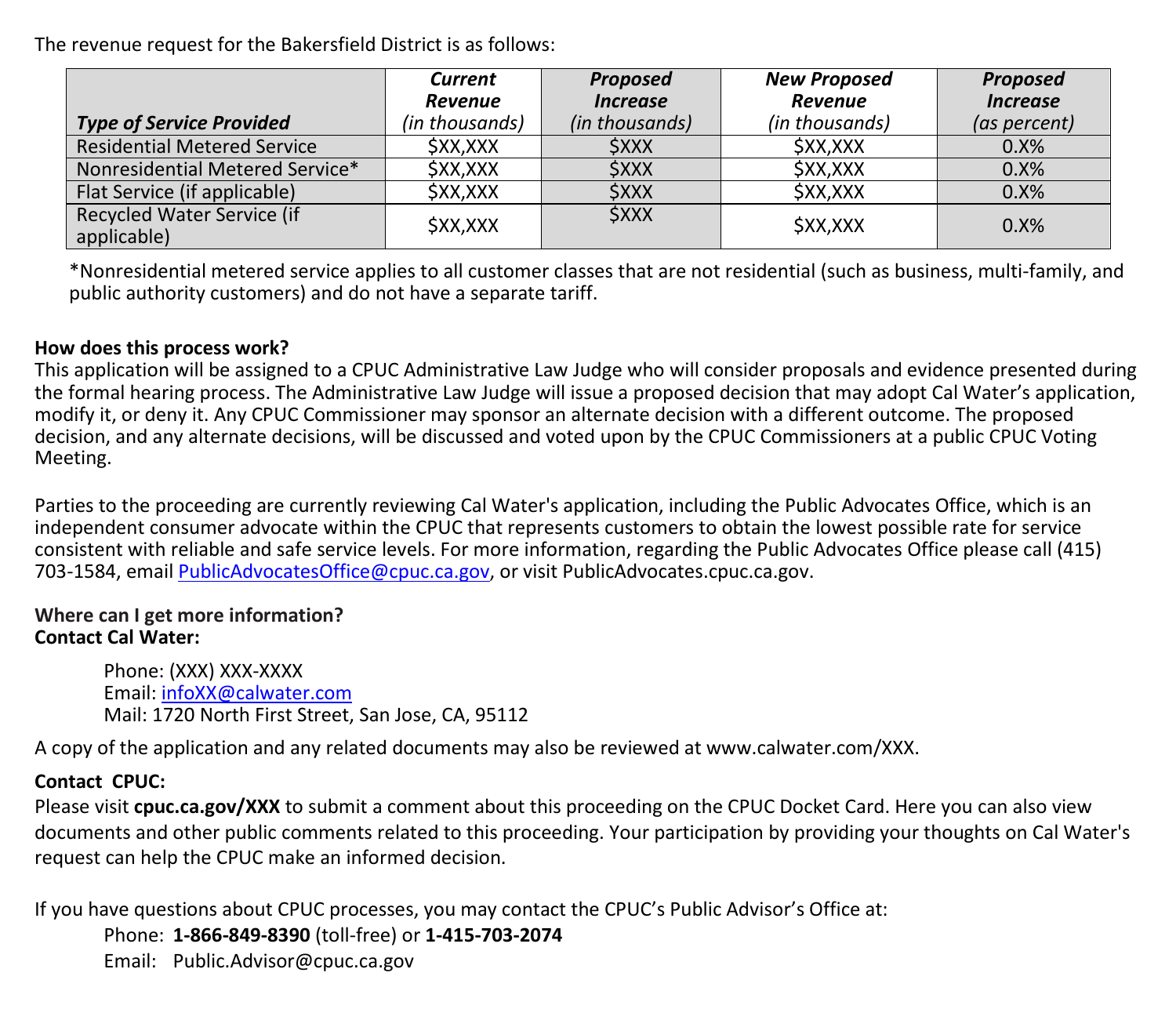The revenue request for the Bakersfield District is as follows:

| ***Type of Service Provided*** | ***Current Revenue*** *(in thousands)* | ***Proposed Increase*** *(in thousands)* | ***New Proposed Revenue*** *(in thousands)* | ***Proposed Increase*** *(as percent)* |
|---|---|---|---|---|
| Residential Metered Service | $XX,XXX | $XXX | $XX,XXX | 0.X% |
| Nonresidential Metered Service* | $XX,XXX | $XXX | $XX,XXX | 0.X% |
| Flat Service (if applicable) | $XX,XXX | $XXX | $XX,XXX | 0.X% |
| Recycled Water Service (if applicable) | $XX,XXX | $XXX | $XX,XXX | 0.X% |

*Nonresidential metered service applies to all customer classes that are not residential (such as business, multi-family, and public authority customers) and do not have a separate tariff.

**How does this process work?**
This application will be assigned to a CPUC Administrative Law Judge who will consider proposals and evidence presented during the formal hearing process. The Administrative Law Judge will issue a proposed decision that may adopt Cal Water's application, modify it, or deny it. Any CPUC Commissioner may sponsor an alternate decision with a different outcome. The proposed decision, and any alternate decisions, will be discussed and voted upon by the CPUC Commissioners at a public CPUC Voting Meeting.

Parties to the proceeding are currently reviewing Cal Water's application, including the Public Advocates Office, which is an independent consumer advocate within the CPUC that represents customers to obtain the lowest possible rate for service consistent with reliable and safe service levels. For more information, regarding the Public Advocates Office please call (415) 703-1584, email PublicAdvocatesOffice@cpuc.ca.gov, or visit PublicAdvocates.cpuc.ca.gov.

**Where can I get more information?**
**Contact Cal Water:**

Phone: (XXX) XXX-XXXX
Email: infoXX@calwater.com
Mail: 1720 North First Street, San Jose, CA, 95112

A copy of the application and any related documents may also be reviewed at www.calwater.com/XXX.

**Contact CPUC:**
Please visit **cpuc.ca.gov/XXX** to submit a comment about this proceeding on the CPUC Docket Card. Here you can also view documents and other public comments related to this proceeding. Your participation by providing your thoughts on Cal Water's request can help the CPUC make an informed decision.

If you have questions about CPUC processes, you may contact the CPUC's Public Advisor's Office at:

Phone: **1-866-849-8390** (toll-free) or **1-415-703-2074**
Email: Public.Advisor@cpuc.ca.gov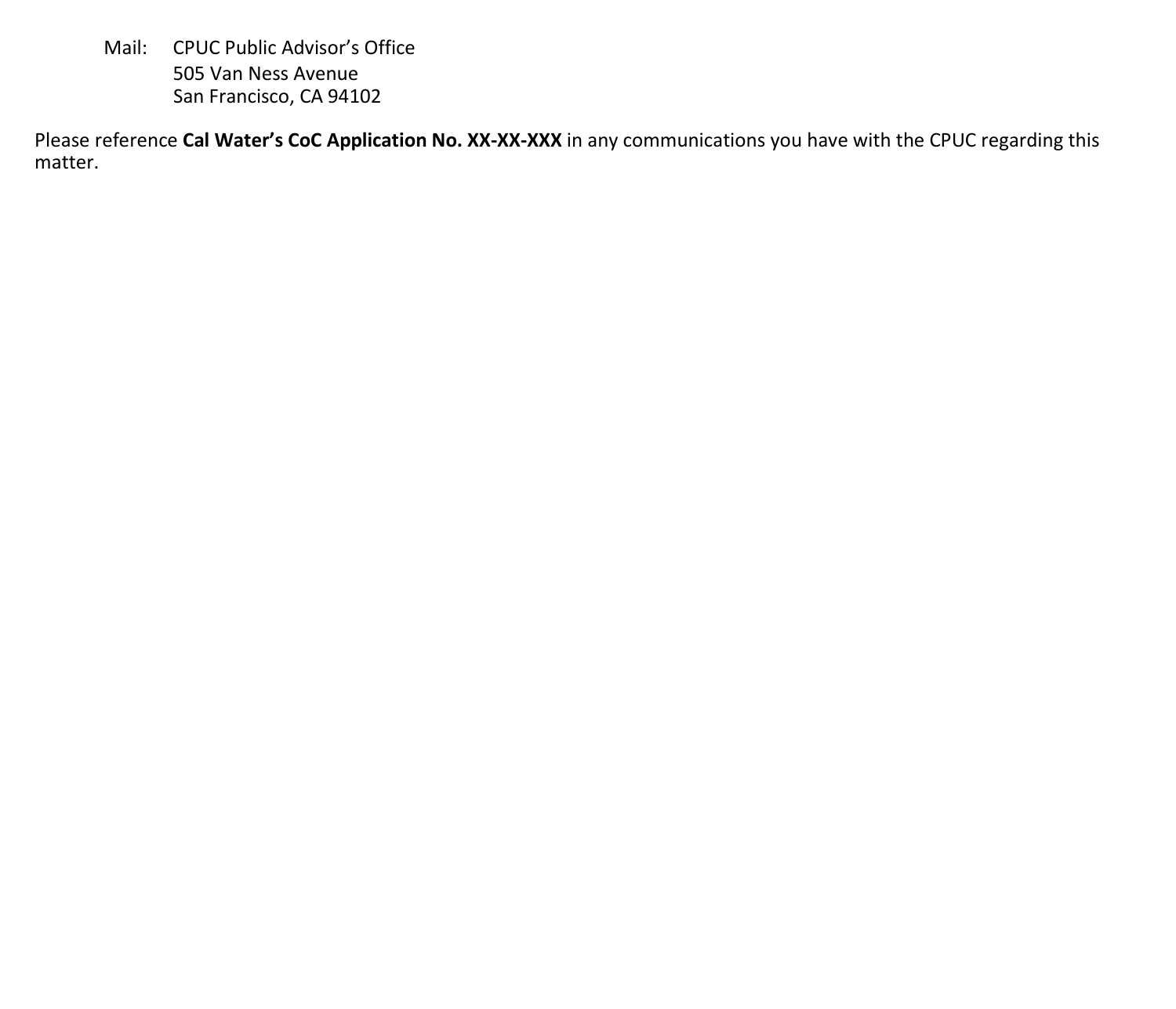Mail: CPUC Public Advisor’s Office
505 Van Ness Avenue
San Francisco, CA 94102

Please reference **Cal Water’s CoC Application No. XX-XX-XXX** in any communications you have with the CPUC regarding this matter.